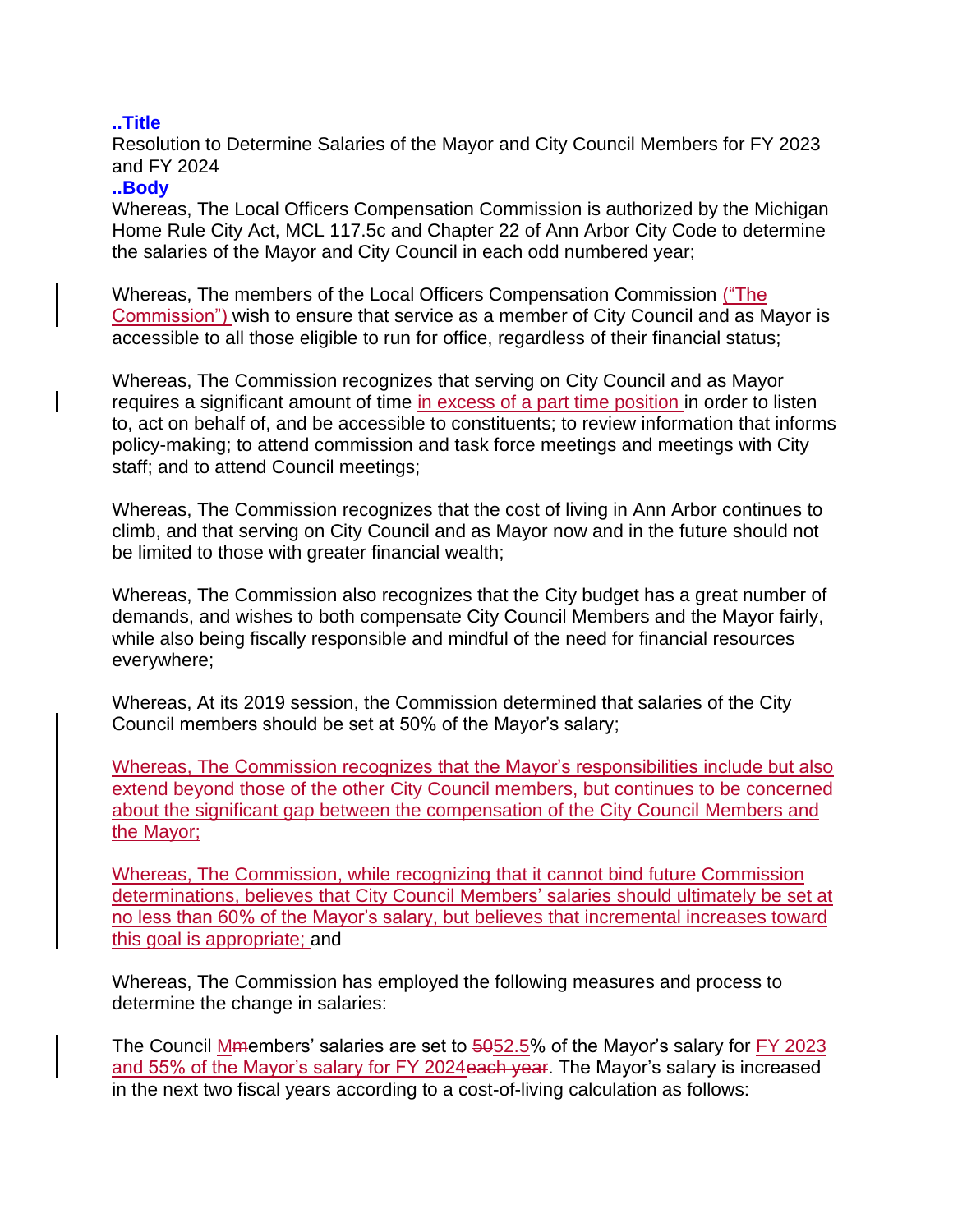**..Title**

Resolution to Determine Salaries of the Mayor and City Council Members for FY 2023 and FY 2024

**..Body**

Whereas, The Local Officers Compensation Commission is authorized by the Michigan Home Rule City Act, MCL 117.5c and Chapter 22 of Ann Arbor City Code to determine the salaries of the Mayor and City Council in each odd numbered year;

Whereas, The members of the Local Officers Compensation Commission ("The Commission") wish to ensure that service as a member of City Council and as Mayor is accessible to all those eligible to run for office, regardless of their financial status;

Whereas, The Commission recognizes that serving on City Council and as Mayor requires a significant amount of time in excess of a part time position in order to listen to, act on behalf of, and be accessible to constituents; to review information that informs policy-making; to attend commission and task force meetings and meetings with City staff; and to attend Council meetings;

Whereas, The Commission recognizes that the cost of living in Ann Arbor continues to climb, and that serving on City Council and as Mayor now and in the future should not be limited to those with greater financial wealth;

Whereas, The Commission also recognizes that the City budget has a great number of demands, and wishes to both compensate City Council Members and the Mayor fairly, while also being fiscally responsible and mindful of the need for financial resources everywhere;

Whereas, At its 2019 session, the Commission determined that salaries of the City Council members should be set at 50% of the Mayor's salary;

Whereas, The Commission recognizes that the Mayor's responsibilities include but also extend beyond those of the other City Council members, but continues to be concerned about the significant gap between the compensation of the City Council Members and the Mayor;

Whereas, The Commission, while recognizing that it cannot bind future Commission determinations, believes that City Council Members' salaries should ultimately be set at no less than 60% of the Mayor's salary, but believes that incremental increases toward this goal is appropriate; and

Whereas, The Commission has employed the following measures and process to determine the change in salaries:

The Council M~~m~~embers' salaries are set to ~~50~~52.5% of the Mayor's salary for FY 2023 and 55% of the Mayor's salary for FY 2024~~each year~~. The Mayor's salary is increased in the next two fiscal years according to a cost-of-living calculation as follows: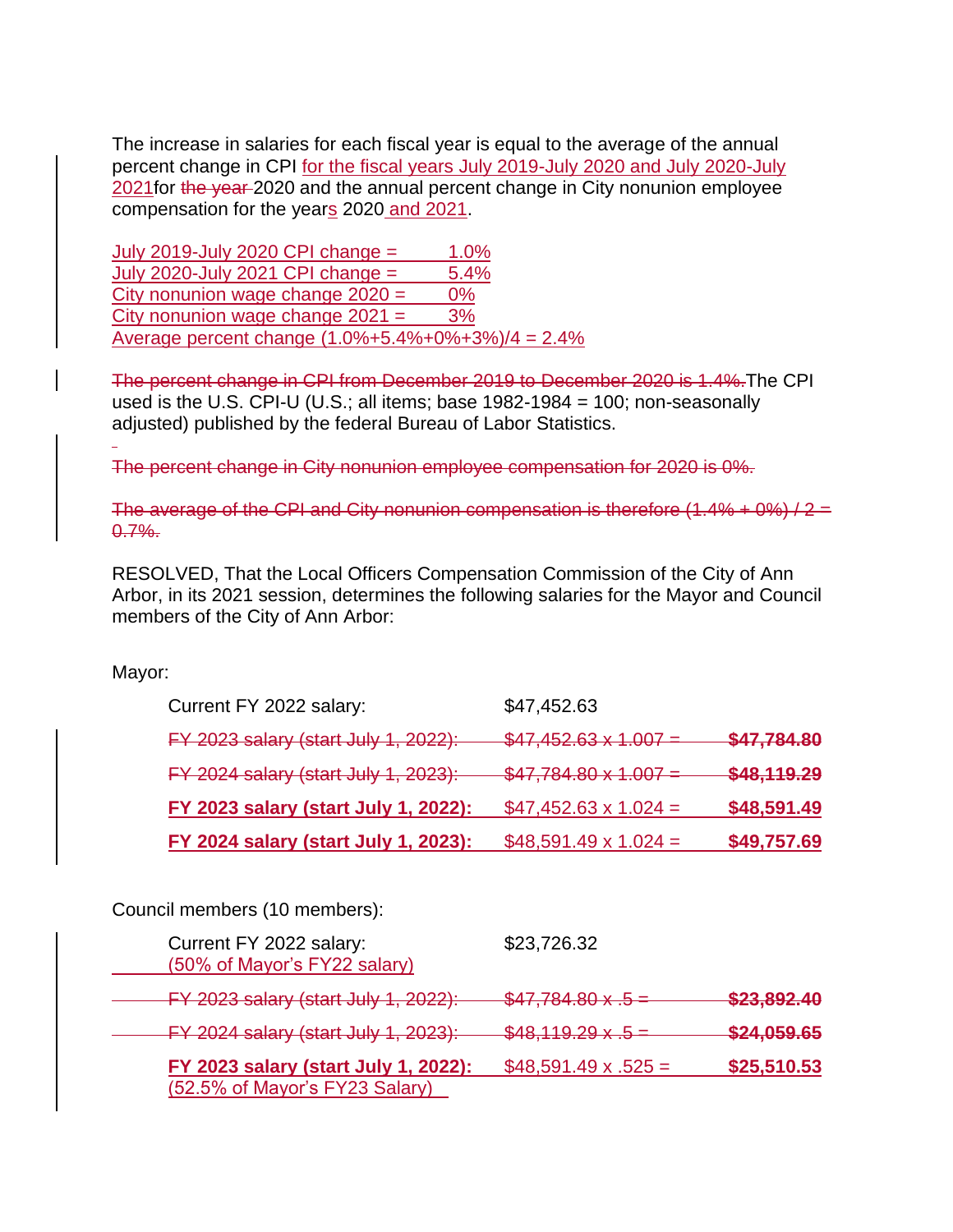The increase in salaries for each fiscal year is equal to the average of the annual percent change in CPI for the fiscal years July 2019-July 2020 and July 2020-July 2021for ~~the year~~ 2020 and the annual percent change in City nonunion employee compensation for the years 2020 and 2021.

July 2019-July 2020 CPI change = 1.0%
July 2020-July 2021 CPI change = 5.4%
City nonunion wage change 2020 = 0%
City nonunion wage change 2021 = 3%
Average percent change (1.0%+5.4%+0%+3%)/4 = 2.4%

~~The percent change in CPI from December 2019 to December 2020 is 1.4%.~~The CPI used is the U.S. CPI-U (U.S.; all items; base 1982-1984 = 100; non-seasonally adjusted) published by the federal Bureau of Labor Statistics.

~~The percent change in City nonunion employee compensation for 2020 is 0%.~~

~~The average of the CPI and City nonunion compensation is therefore (1.4% + 0%) / 2 = 0.7%.~~

RESOLVED, That the Local Officers Compensation Commission of the City of Ann Arbor, in its 2021 session, determines the following salaries for the Mayor and Council members of the City of Ann Arbor:

Mayor:

| | | |
|---|---|---|
| Current FY 2022 salary: | $47,452.63 | |
| ~~FY 2023 salary (start July 1, 2022):~~ | ~~$47,452.63 x 1.007 =~~ | ~~**$47,784.80**~~ |
| ~~FY 2024 salary (start July 1, 2023):~~ | ~~$47,784.80 x 1.007 =~~ | ~~**$48,119.29**~~ |
| **FY 2023 salary (start July 1, 2022):** | $47,452.63 x 1.024 = | **$48,591.49** |
| **FY 2024 salary (start July 1, 2023):** | $48,591.49 x 1.024 = | **$49,757.69** |

Council members (10 members):

| | | |
|---|---|---|
| Current FY 2022 salary: (50% of Mayor's FY22 salary) | $23,726.32 | |
| ~~FY 2023 salary (start July 1, 2022):~~ | ~~$47,784.80 x .5 =~~ | ~~**$23,892.40**~~ |
| ~~FY 2024 salary (start July 1, 2023):~~ | ~~$48,119.29 x .5 =~~ | ~~**$24,059.65**~~ |
| **FY 2023 salary (start July 1, 2022):** (52.5% of Mayor's FY23 Salary) | $48,591.49 x .525 = | **$25,510.53** |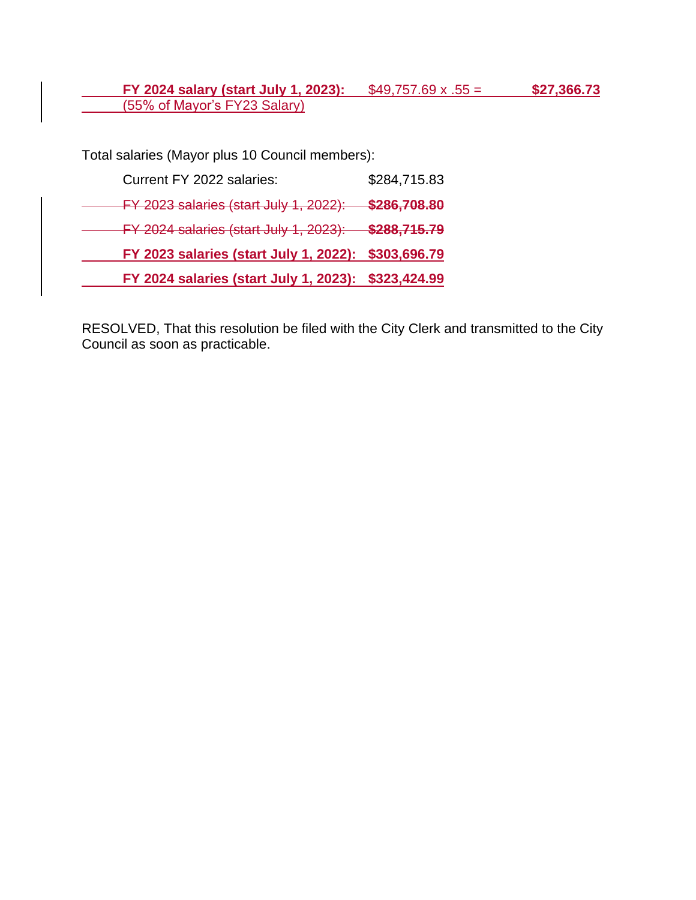**FY 2024 salary (start July 1, 2023):** $49,757.69 x .55 = **$27,366.73**
(55% of Mayor's FY23 Salary)

Total salaries (Mayor plus 10 Council members):

| | |
|---|---|
| Current FY 2022 salaries: | $284,715.83 |
| ~~FY 2023 salaries (start July 1, 2022):~~ | ~~**$286,708.80**~~ |
| ~~FY 2024 salaries (start July 1, 2023):~~ | ~~**$288,715.79**~~ |
| **FY 2023 salaries (start July 1, 2022):** | **$303,696.79** |
| **FY 2024 salaries (start July 1, 2023):** | **$323,424.99** |

RESOLVED, That this resolution be filed with the City Clerk and transmitted to the City Council as soon as practicable.